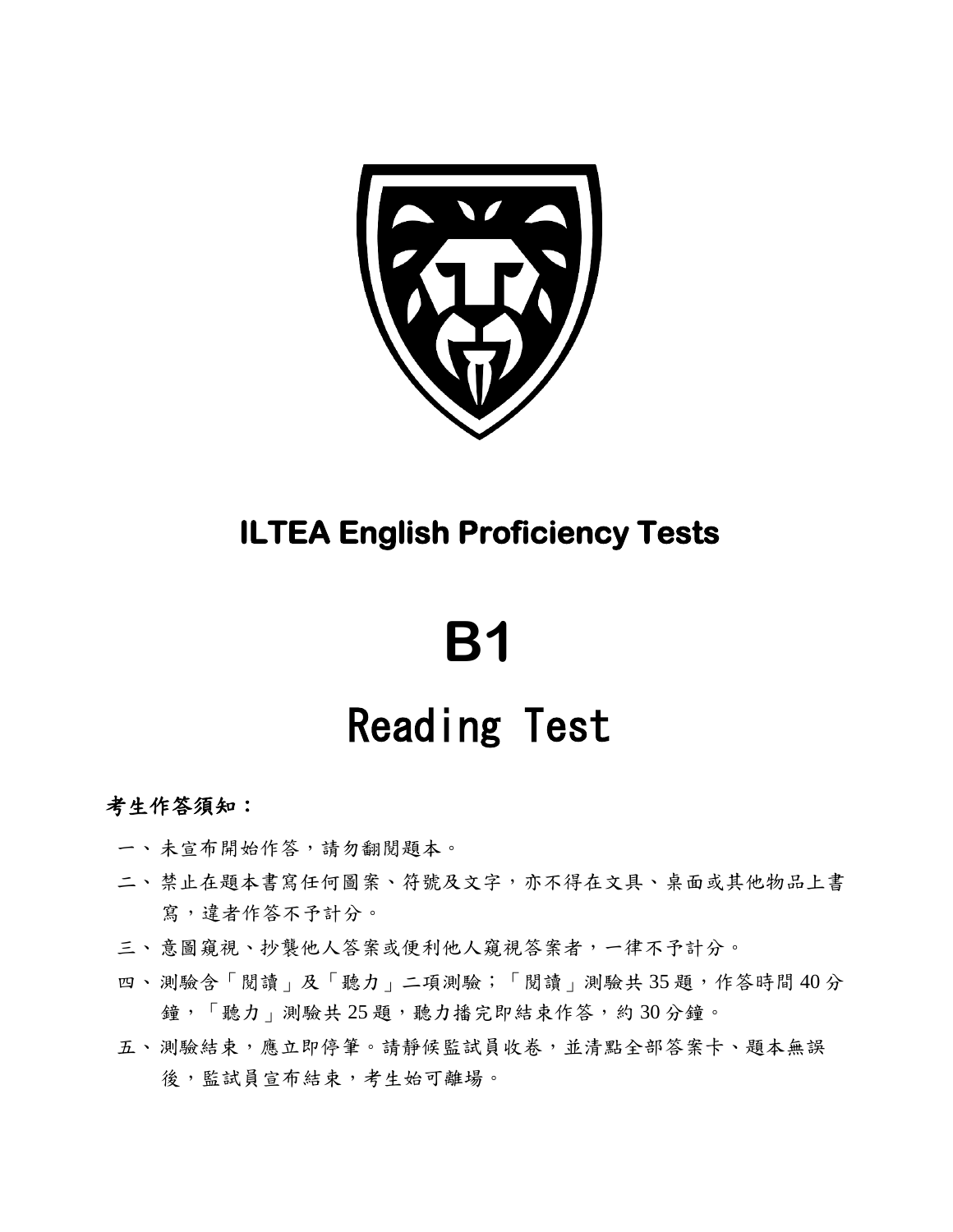# ILTEA English Proficiency Tests

# B1

# Reading Test

**考生作答須知：**

一、未宣布開始作答，請勿翻閱題本。

二、禁止在題本書寫任何圖案、符號及文字，亦不得在文具、桌面或其他物品上書寫，違者作答不予計分。

三、意圖窺視、抄襲他人答案或便利他人窺視答案者，一律不予計分。

四、測驗含「閱讀」及「聽力」二項測驗；「閱讀」測驗共 35 題，作答時間 40 分鐘，「聽力」測驗共 25 題，聽力播完即結束作答，約 30 分鐘。

五、測驗結束，應立即停筆。請靜候監試員收卷，並清點全部答案卡、題本無誤後，監試員宣布結束，考生始可離場。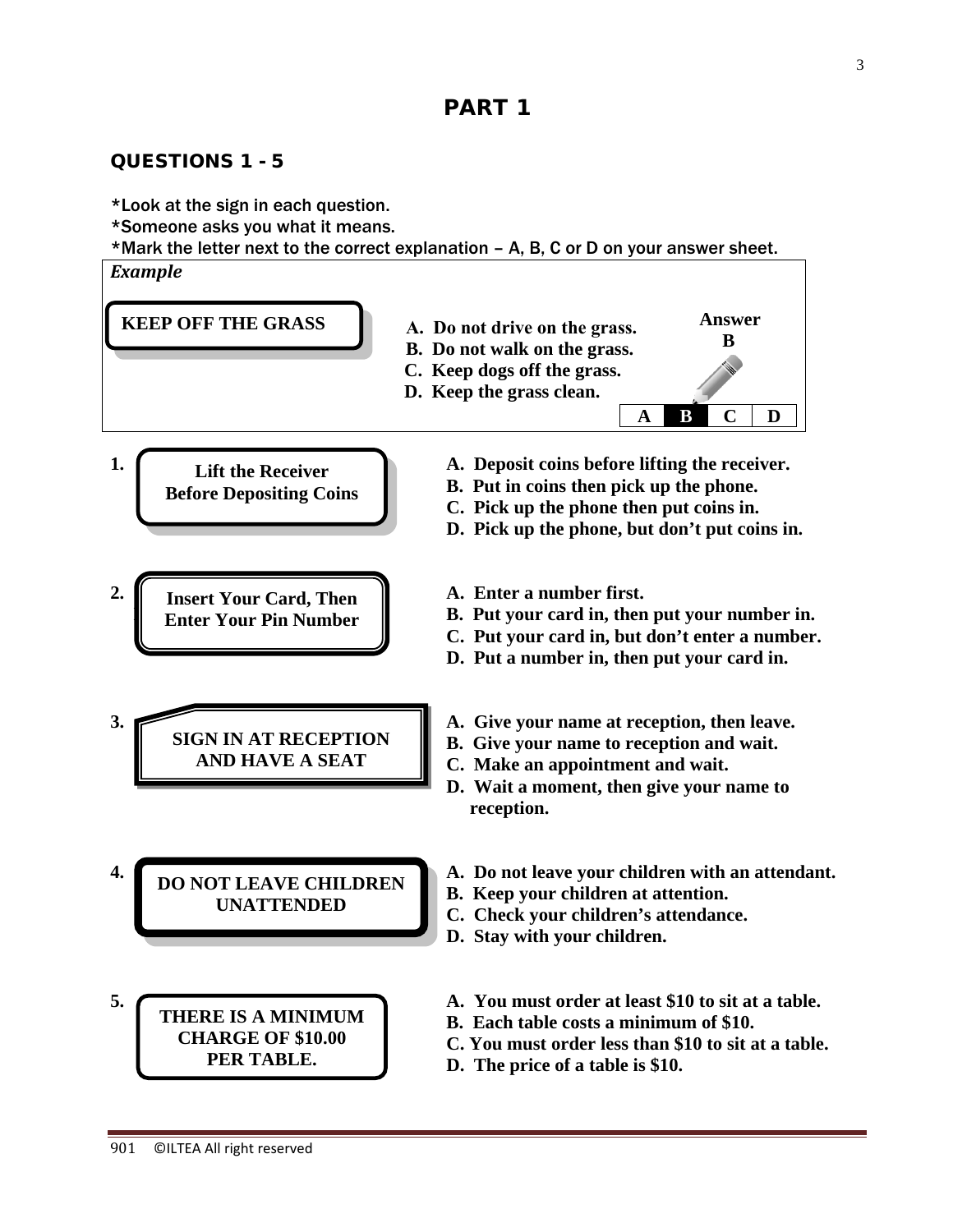# PART 1

## QUESTIONS 1 - 5

*Look at the sign in each question.
*Someone asks you what it means.
*Mark the letter next to the correct explanation – A, B, C or D on your answer sheet.

***Example***

**KEEP OFF THE GRASS**

**A. Do not drive on the grass.**
**B. Do not walk on the grass.**
**C. Keep dogs off the grass.**
**D. Keep the grass clean.**

**Answer B**

| A | B | C | D |
|---|---|---|---|

**1.** **Lift the Receiver Before Depositing Coins**

**A. Deposit coins before lifting the receiver.**
**B. Put in coins then pick up the phone.**
**C. Pick up the phone then put coins in.**
**D. Pick up the phone, but don't put coins in.**

**2.** **Insert Your Card, Then Enter Your Pin Number**

**A. Enter a number first.**
**B. Put your card in, then put your number in.**
**C. Put your card in, but don't enter a number.**
**D. Put a number in, then put your card in.**

**3.** **SIGN IN AT RECEPTION AND HAVE A SEAT**

**A. Give your name at reception, then leave.**
**B. Give your name to reception and wait.**
**C. Make an appointment and wait.**
**D. Wait a moment, then give your name to reception.**

**4.** **DO NOT LEAVE CHILDREN UNATTENDED**

**A. Do not leave your children with an attendant.**
**B. Keep your children at attention.**
**C. Check your children's attendance.**
**D. Stay with your children.**

**5.** **THERE IS A MINIMUM CHARGE OF $10.00 PER TABLE.**

**A. You must order at least $10 to sit at a table.**
**B. Each table costs a minimum of $10.**
**C. You must order less than $10 to sit at a table.**
**D. The price of a table is $10.**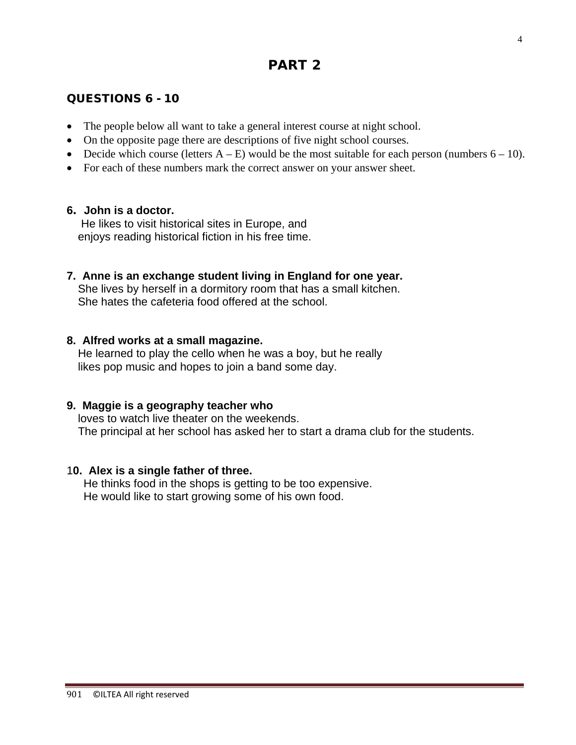## PART 2

### QUESTIONS 6 - 10

- The people below all want to take a general interest course at night school.
- On the opposite page there are descriptions of five night school courses.
- Decide which course (letters A – E) would be the most suitable for each person (numbers 6 – 10).
- For each of these numbers mark the correct answer on your answer sheet.

**6. John is a doctor.**
He likes to visit historical sites in Europe, and enjoys reading historical fiction in his free time.

**7. Anne is an exchange student living in England for one year.**
She lives by herself in a dormitory room that has a small kitchen. She hates the cafeteria food offered at the school.

**8. Alfred works at a small magazine.**
He learned to play the cello when he was a boy, but he really likes pop music and hopes to join a band some day.

**9. Maggie is a geography teacher who**
loves to watch live theater on the weekends. The principal at her school has asked her to start a drama club for the students.

**10. Alex is a single father of three.**
He thinks food in the shops is getting to be too expensive. He would like to start growing some of his own food.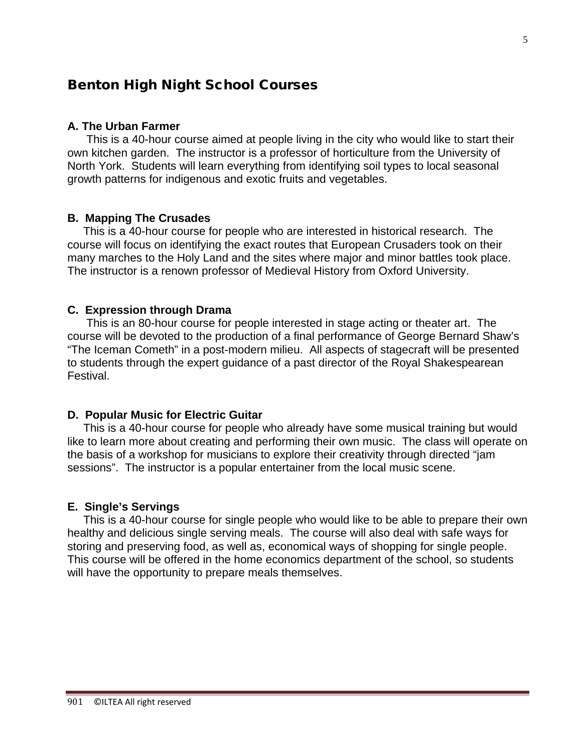# Benton High Night School Courses

### A. The Urban Farmer

This is a 40-hour course aimed at people living in the city who would like to start their own kitchen garden. The instructor is a professor of horticulture from the University of North York. Students will learn everything from identifying soil types to local seasonal growth patterns for indigenous and exotic fruits and vegetables.

### B. Mapping The Crusades

This is a 40-hour course for people who are interested in historical research. The course will focus on identifying the exact routes that European Crusaders took on their many marches to the Holy Land and the sites where major and minor battles took place. The instructor is a renown professor of Medieval History from Oxford University.

### C. Expression through Drama

This is an 80-hour course for people interested in stage acting or theater art. The course will be devoted to the production of a final performance of George Bernard Shaw's "The Iceman Cometh" in a post-modern milieu. All aspects of stagecraft will be presented to students through the expert guidance of a past director of the Royal Shakespearean Festival.

### D. Popular Music for Electric Guitar

This is a 40-hour course for people who already have some musical training but would like to learn more about creating and performing their own music. The class will operate on the basis of a workshop for musicians to explore their creativity through directed "jam sessions". The instructor is a popular entertainer from the local music scene.

### E. Single's Servings

This is a 40-hour course for single people who would like to be able to prepare their own healthy and delicious single serving meals. The course will also deal with safe ways for storing and preserving food, as well as, economical ways of shopping for single people. This course will be offered in the home economics department of the school, so students will have the opportunity to prepare meals themselves.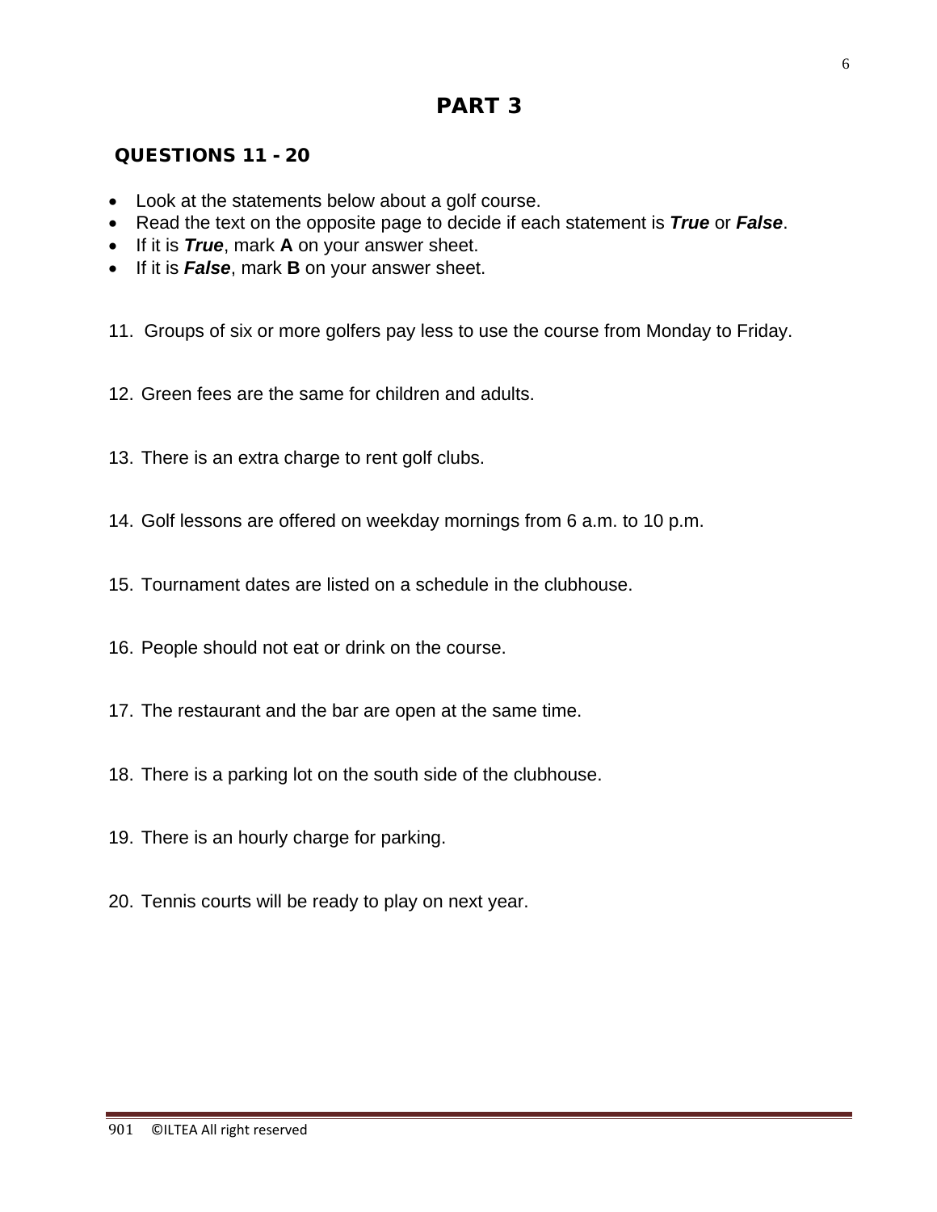# PART 3

## QUESTIONS 11 - 20

- Look at the statements below about a golf course.
- Read the text on the opposite page to decide if each statement is ***True*** or ***False***.
- If it is ***True***, mark **A** on your answer sheet.
- If it is ***False***, mark **B** on your answer sheet.

11. Groups of six or more golfers pay less to use the course from Monday to Friday.

12. Green fees are the same for children and adults.

13. There is an extra charge to rent golf clubs.

14. Golf lessons are offered on weekday mornings from 6 a.m. to 10 p.m.

15. Tournament dates are listed on a schedule in the clubhouse.

16. People should not eat or drink on the course.

17. The restaurant and the bar are open at the same time.

18. There is a parking lot on the south side of the clubhouse.

19. There is an hourly charge for parking.

20. Tennis courts will be ready to play on next year.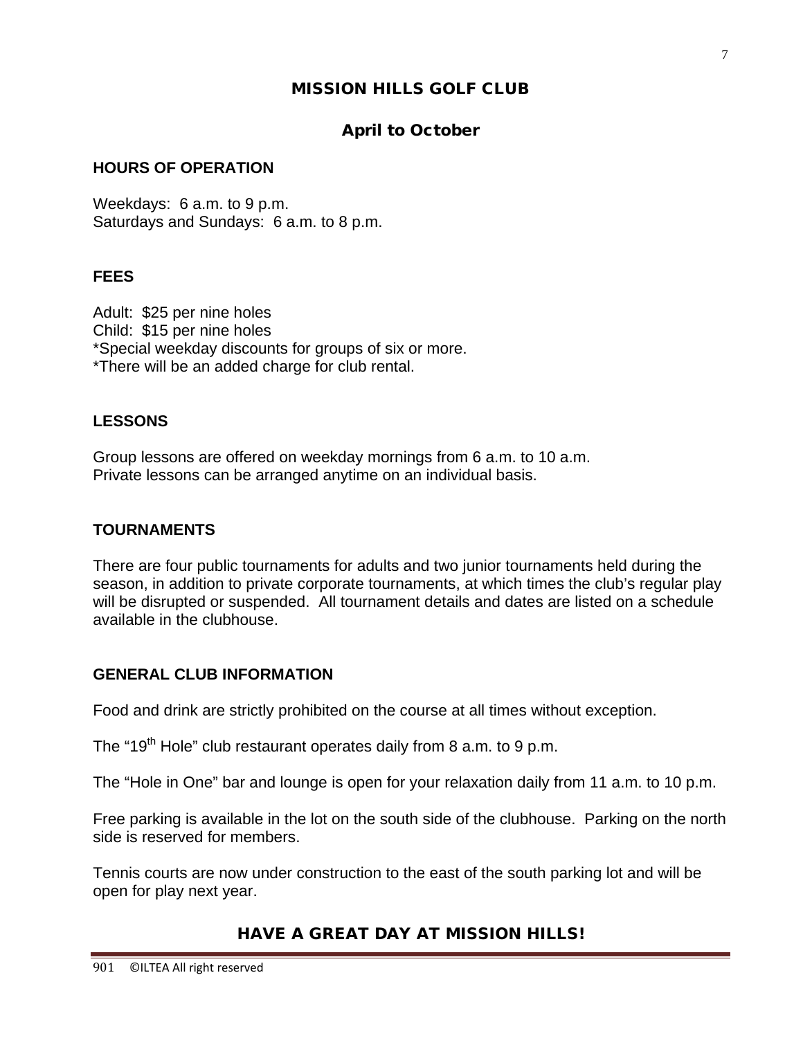# MISSION HILLS GOLF CLUB

## April to October

### HOURS OF OPERATION

Weekdays: 6 a.m. to 9 p.m.
Saturdays and Sundays: 6 a.m. to 8 p.m.

### FEES

Adult: $25 per nine holes
Child: $15 per nine holes
*Special weekday discounts for groups of six or more.
*There will be an added charge for club rental.

### LESSONS

Group lessons are offered on weekday mornings from 6 a.m. to 10 a.m.
Private lessons can be arranged anytime on an individual basis.

### TOURNAMENTS

There are four public tournaments for adults and two junior tournaments held during the season, in addition to private corporate tournaments, at which times the club's regular play will be disrupted or suspended. All tournament details and dates are listed on a schedule available in the clubhouse.

### GENERAL CLUB INFORMATION

Food and drink are strictly prohibited on the course at all times without exception.

The "19th Hole" club restaurant operates daily from 8 a.m. to 9 p.m.

The "Hole in One" bar and lounge is open for your relaxation daily from 11 a.m. to 10 p.m.

Free parking is available in the lot on the south side of the clubhouse. Parking on the north side is reserved for members.

Tennis courts are now under construction to the east of the south parking lot and will be open for play next year.

**HAVE A GREAT DAY AT MISSION HILLS!**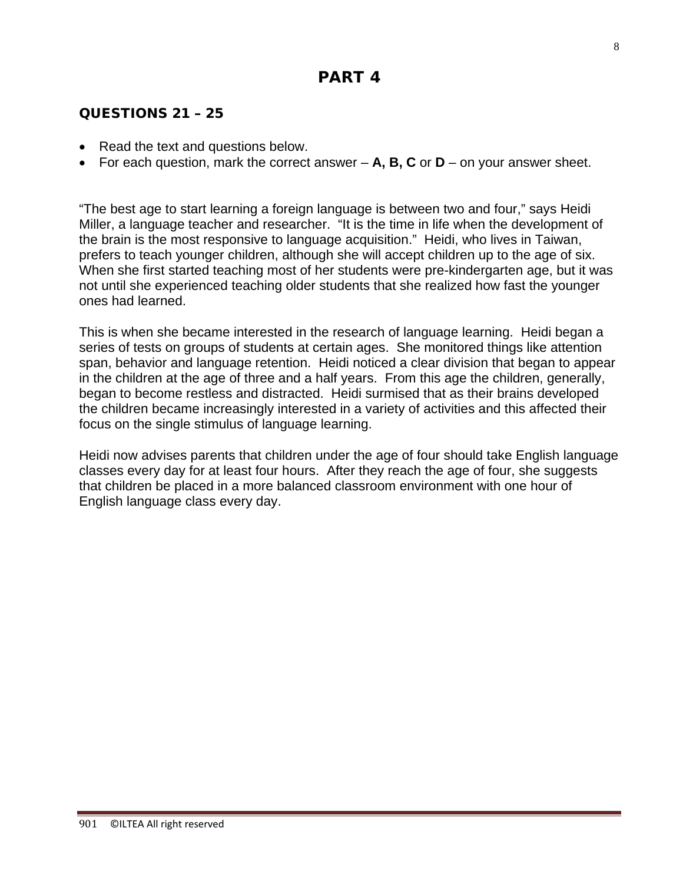# PART 4

## QUESTIONS 21 – 25

- Read the text and questions below.
- For each question, mark the correct answer – **A, B, C** or **D** – on your answer sheet.

"The best age to start learning a foreign language is between two and four," says Heidi Miller, a language teacher and researcher. "It is the time in life when the development of the brain is the most responsive to language acquisition." Heidi, who lives in Taiwan, prefers to teach younger children, although she will accept children up to the age of six. When she first started teaching most of her students were pre-kindergarten age, but it was not until she experienced teaching older students that she realized how fast the younger ones had learned.

This is when she became interested in the research of language learning. Heidi began a series of tests on groups of students at certain ages. She monitored things like attention span, behavior and language retention. Heidi noticed a clear division that began to appear in the children at the age of three and a half years. From this age the children, generally, began to become restless and distracted. Heidi surmised that as their brains developed the children became increasingly interested in a variety of activities and this affected their focus on the single stimulus of language learning.

Heidi now advises parents that children under the age of four should take English language classes every day for at least four hours. After they reach the age of four, she suggests that children be placed in a more balanced classroom environment with one hour of English language class every day.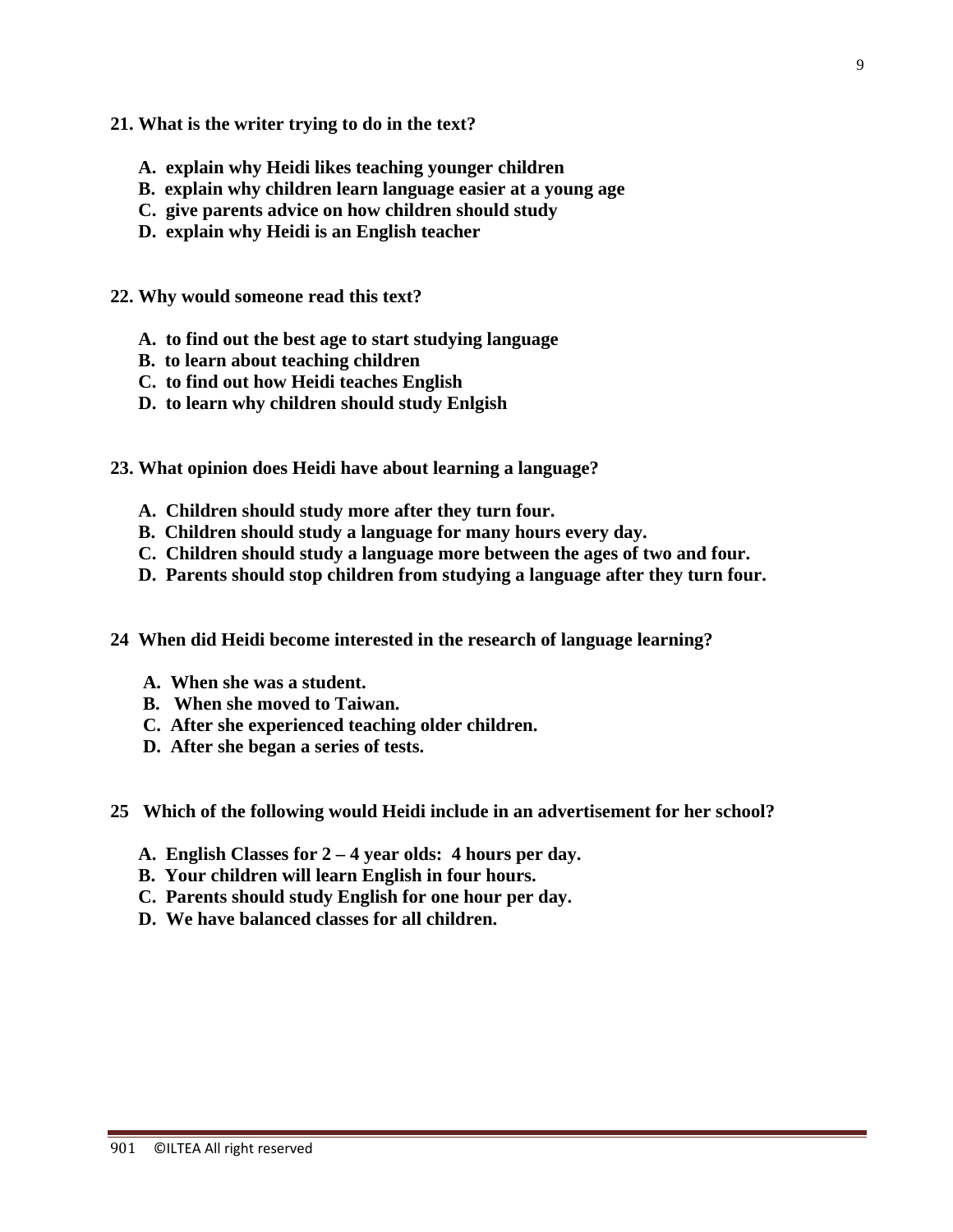**21. What is the writer trying to do in the text?**

- **A. explain why Heidi likes teaching younger children**
- **B. explain why children learn language easier at a young age**
- **C. give parents advice on how children should study**
- **D. explain why Heidi is an English teacher**

**22. Why would someone read this text?**

- **A. to find out the best age to start studying language**
- **B. to learn about teaching children**
- **C. to find out how Heidi teaches English**
- **D. to learn why children should study Enlgish**

**23. What opinion does Heidi have about learning a language?**

- **A. Children should study more after they turn four.**
- **B. Children should study a language for many hours every day.**
- **C. Children should study a language more between the ages of two and four.**
- **D. Parents should stop children from studying a language after they turn four.**

**24 When did Heidi become interested in the research of language learning?**

- **A. When she was a student.**
- **B. When she moved to Taiwan.**
- **C. After she experienced teaching older children.**
- **D. After she began a series of tests.**

**25 Which of the following would Heidi include in an advertisement for her school?**

- **A. English Classes for 2 – 4 year olds: 4 hours per day.**
- **B. Your children will learn English in four hours.**
- **C. Parents should study English for one hour per day.**
- **D. We have balanced classes for all children.**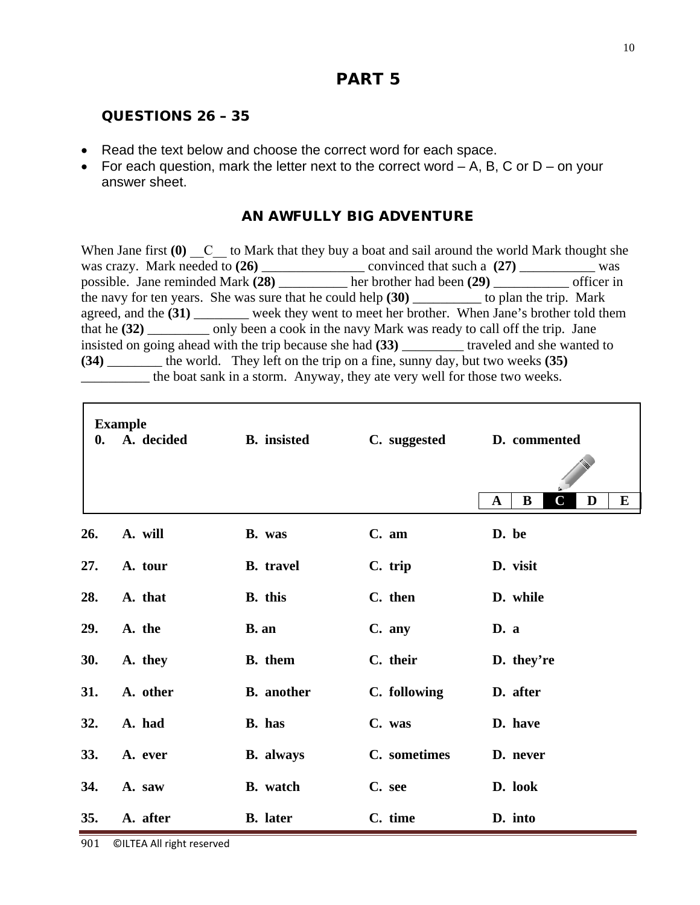# PART 5

## QUESTIONS 26 – 35

- Read the text below and choose the correct word for each space.
- For each question, mark the letter next to the correct word – A, B, C or D – on your answer sheet.

### AN AWFULLY BIG ADVENTURE

When Jane first **(0)** __C__ to Mark that they buy a boat and sail around the world Mark thought she was crazy. Mark needed to **(26)** _______________ convinced that such a **(27)** ___________ was possible. Jane reminded Mark **(28)** __________ her brother had been **(29)** ___________ officer in the navy for ten years. She was sure that he could help **(30)** __________ to plan the trip. Mark agreed, and the **(31)** ________ week they went to meet her brother. When Jane's brother told them that he **(32)** _________ only been a cook in the navy Mark was ready to call off the trip. Jane insisted on going ahead with the trip because she had **(33)** _________ traveled and she wanted to **(34)** ________ the world. They left on the trip on a fine, sunny day, but two weeks **(35)** __________ the boat sank in a storm. Anyway, they ate very well for those two weeks.

**Example**

| | A | B | C | D |
|---|---|---|---|---|
| **0.** | **A. decided** | **B. insisted** | **C. suggested** | **D. commented** |

Answer: A | B | **C** | D | E

| | | | | |
|---|---|---|---|---|
| **26.** | **A. will** | **B. was** | **C. am** | **D. be** |
| **27.** | **A. tour** | **B. travel** | **C. trip** | **D. visit** |
| **28.** | **A. that** | **B. this** | **C. then** | **D. while** |
| **29.** | **A. the** | **B. an** | **C. any** | **D. a** |
| **30.** | **A. they** | **B. them** | **C. their** | **D. they're** |
| **31.** | **A. other** | **B. another** | **C. following** | **D. after** |
| **32.** | **A. had** | **B. has** | **C. was** | **D. have** |
| **33.** | **A. ever** | **B. always** | **C. sometimes** | **D. never** |
| **34.** | **A. saw** | **B. watch** | **C. see** | **D. look** |
| **35.** | **A. after** | **B. later** | **C. time** | **D. into** |

901 ©ILTEA All right reserved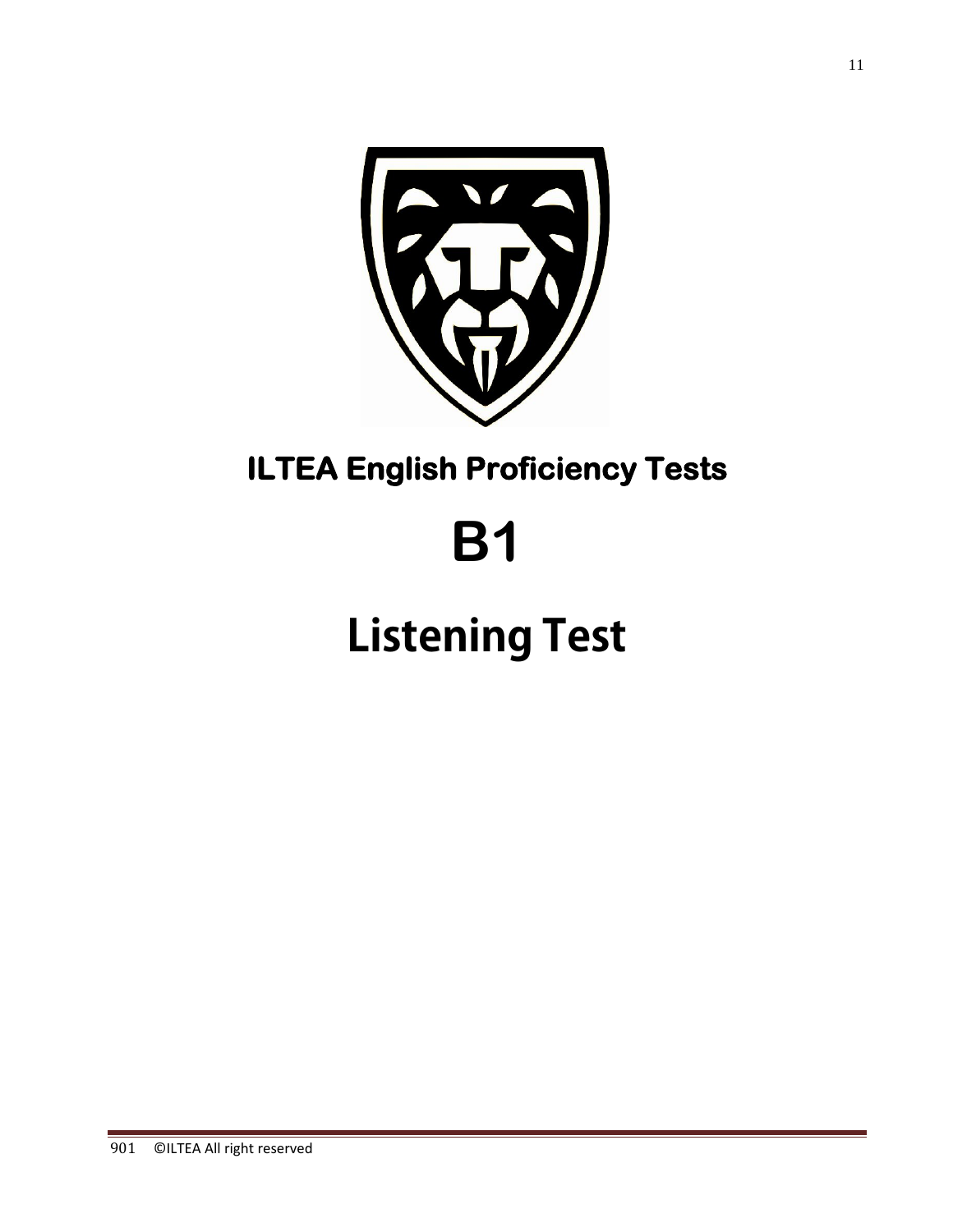# ILTEA English Proficiency Tests

# B1

# Listening Test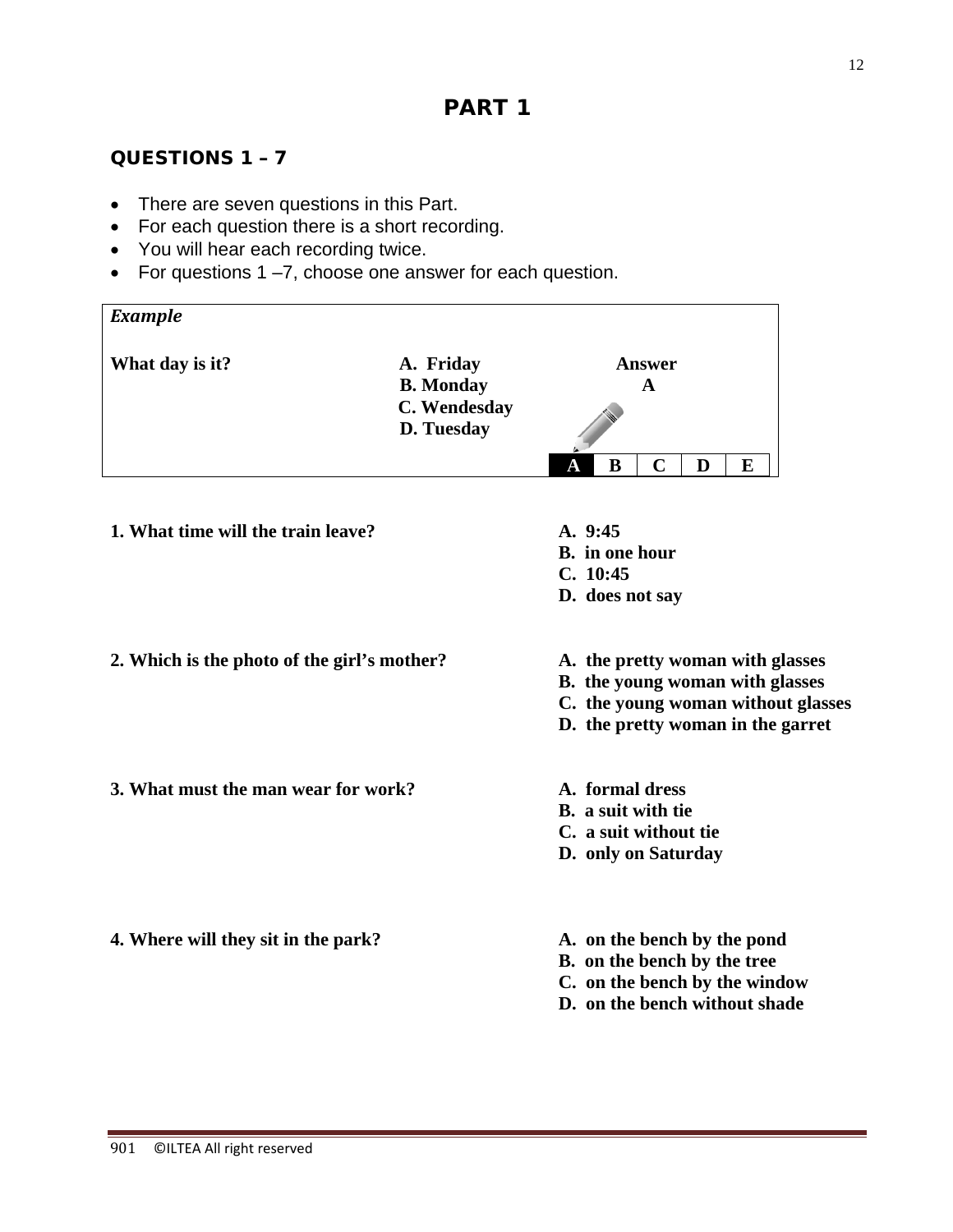# PART 1

## QUESTIONS 1 – 7

- There are seven questions in this Part.
- For each question there is a short recording.
- You will hear each recording twice.
- For questions 1 –7, choose one answer for each question.

| ***Example*** | | |
|---|---|---|
| **What day is it?** | **A. Friday**<br>**B. Monday**<br>**C. Wendesday**<br>**D. Tuesday** | **Answer**<br>**A** |
| | | **A** \| **B** \| **C** \| **D** \| **E** |

**1. What time will the train leave?**

**A. 9:45**
**B. in one hour**
**C. 10:45**
**D. does not say**

**2. Which is the photo of the girl's mother?**

**A. the pretty woman with glasses**
**B. the young woman with glasses**
**C. the young woman without glasses**
**D. the pretty woman in the garret**

**3. What must the man wear for work?**

**A. formal dress**
**B. a suit with tie**
**C. a suit without tie**
**D. only on Saturday**

**4. Where will they sit in the park?**

**A. on the bench by the pond**
**B. on the bench by the tree**
**C. on the bench by the window**
**D. on the bench without shade**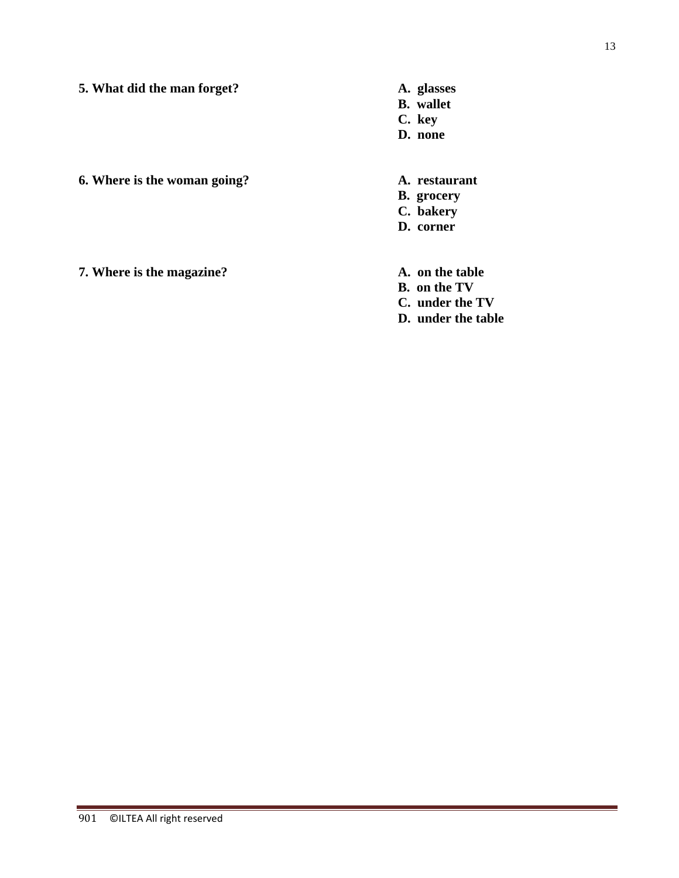**5. What did the man forget?**

**A. glasses**
**B. wallet**
**C. key**
**D. none**

**6. Where is the woman going?**

**A. restaurant**
**B. grocery**
**C. bakery**
**D. corner**

**7. Where is the magazine?**

**A. on the table**
**B. on the TV**
**C. under the TV**
**D. under the table**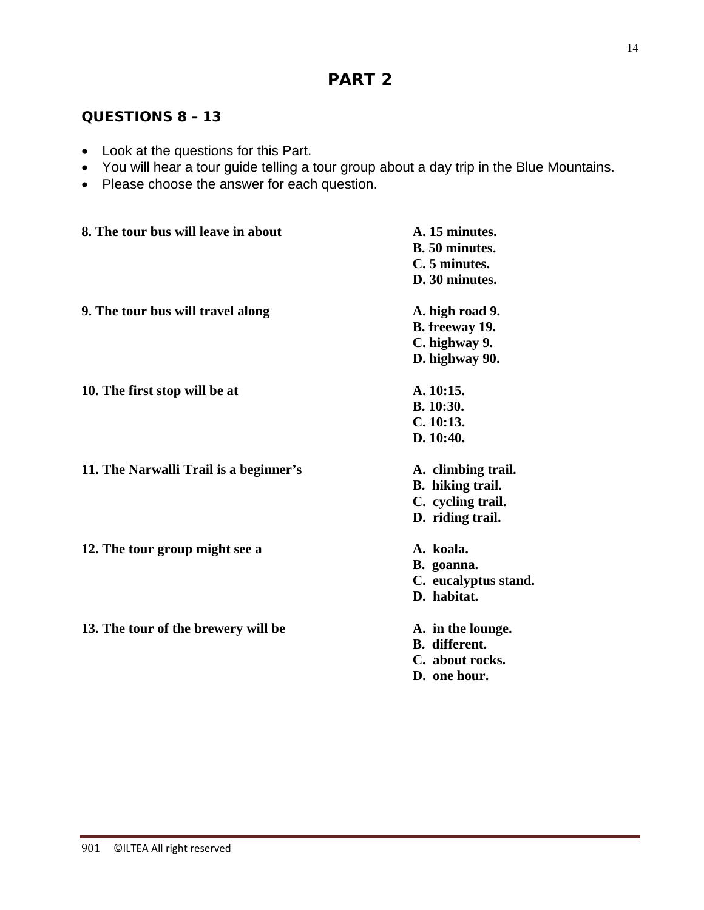# PART 2

## QUESTIONS 8 – 13

- Look at the questions for this Part.
- You will hear a tour guide telling a tour group about a day trip in the Blue Mountains.
- Please choose the answer for each question.

**8. The tour bus will leave in about**

**A. 15 minutes.**
**B. 50 minutes.**
**C. 5 minutes.**
**D. 30 minutes.**

**9. The tour bus will travel along**

**A. high road 9.**
**B. freeway 19.**
**C. highway 9.**
**D. highway 90.**

**10. The first stop will be at**

**A. 10:15.**
**B. 10:30.**
**C. 10:13.**
**D. 10:40.**

**11. The Narwalli Trail is a beginner's**

**A. climbing trail.**
**B. hiking trail.**
**C. cycling trail.**
**D. riding trail.**

**12. The tour group might see a**

**A. koala.**
**B. goanna.**
**C. eucalyptus stand.**
**D. habitat.**

**13. The tour of the brewery will be**

**A. in the lounge.**
**B. different.**
**C. about rocks.**
**D. one hour.**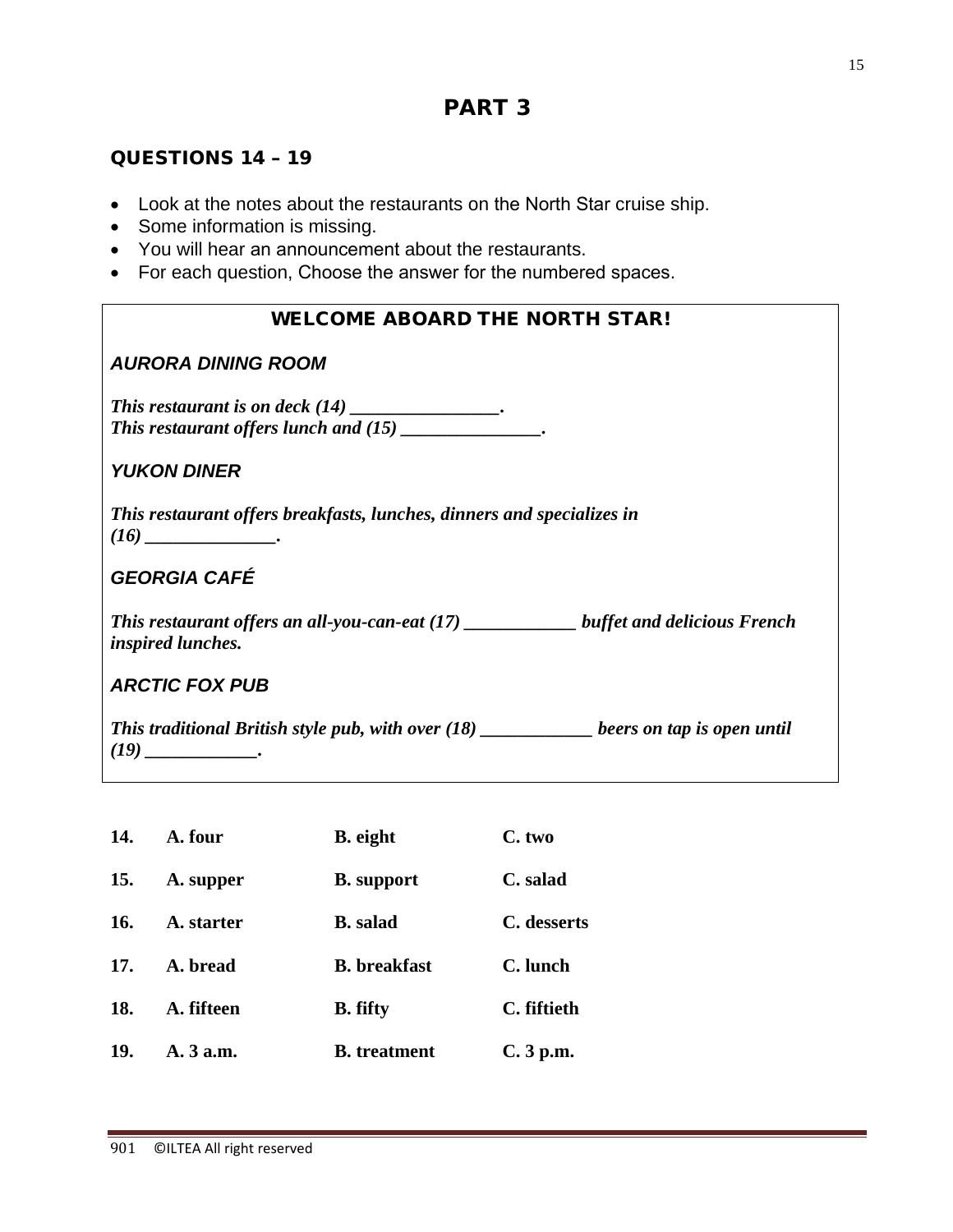# PART 3

## QUESTIONS 14 – 19

- Look at the notes about the restaurants on the North Star cruise ship.
- Some information is missing.
- You will hear an announcement about the restaurants.
- For each question, Choose the answer for the numbered spaces.

**WELCOME ABOARD THE NORTH STAR!**

***AURORA DINING ROOM***

***This restaurant is on deck (14) ________________.***
***This restaurant offers lunch and (15) _______________.***

***YUKON DINER***

***This restaurant offers breakfasts, lunches, dinners and specializes in (16) ______________.***

***GEORGIA CAFÉ***

***This restaurant offers an all-you-can-eat (17) ____________ buffet and delicious French inspired lunches.***

***ARCTIC FOX PUB***

***This traditional British style pub, with over (18) ____________ beers on tap is open until (19) ____________.***

| | | | |
|---|---|---|---|
| **14.** | **A. four** | **B. eight** | **C. two** |
| **15.** | **A. supper** | **B. support** | **C. salad** |
| **16.** | **A. starter** | **B. salad** | **C. desserts** |
| **17.** | **A. bread** | **B. breakfast** | **C. lunch** |
| **18.** | **A. fifteen** | **B. fifty** | **C. fiftieth** |
| **19.** | **A. 3 a.m.** | **B. treatment** | **C. 3 p.m.** |

901 ©ILTEA All right reserved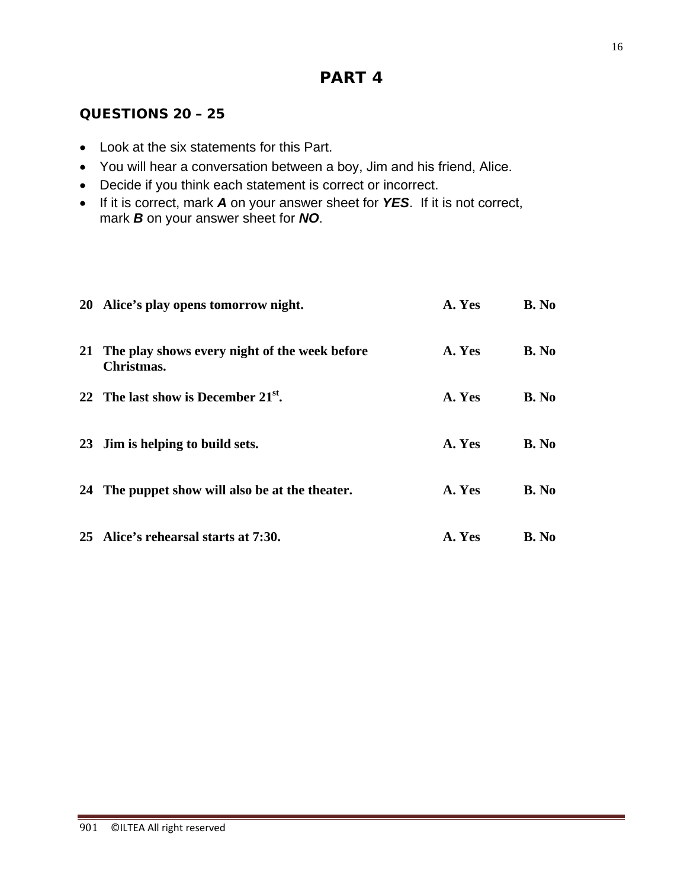# PART 4

## QUESTIONS 20 – 25

- Look at the six statements for this Part.
- You will hear a conversation between a boy, Jim and his friend, Alice.
- Decide if you think each statement is correct or incorrect.
- If it is correct, mark ***A*** on your answer sheet for ***YES***. If it is not correct, mark ***B*** on your answer sheet for ***NO***.

| | | | |
|---|---|---|---|
| **20** | **Alice's play opens tomorrow night.** | **A. Yes** | **B. No** |
| **21** | **The play shows every night of the week before Christmas.** | **A. Yes** | **B. No** |
| **22** | **The last show is December 21st.** | **A. Yes** | **B. No** |
| **23** | **Jim is helping to build sets.** | **A. Yes** | **B. No** |
| **24** | **The puppet show will also be at the theater.** | **A. Yes** | **B. No** |
| **25** | **Alice's rehearsal starts at 7:30.** | **A. Yes** | **B. No** |

901 ©ILTEA All right reserved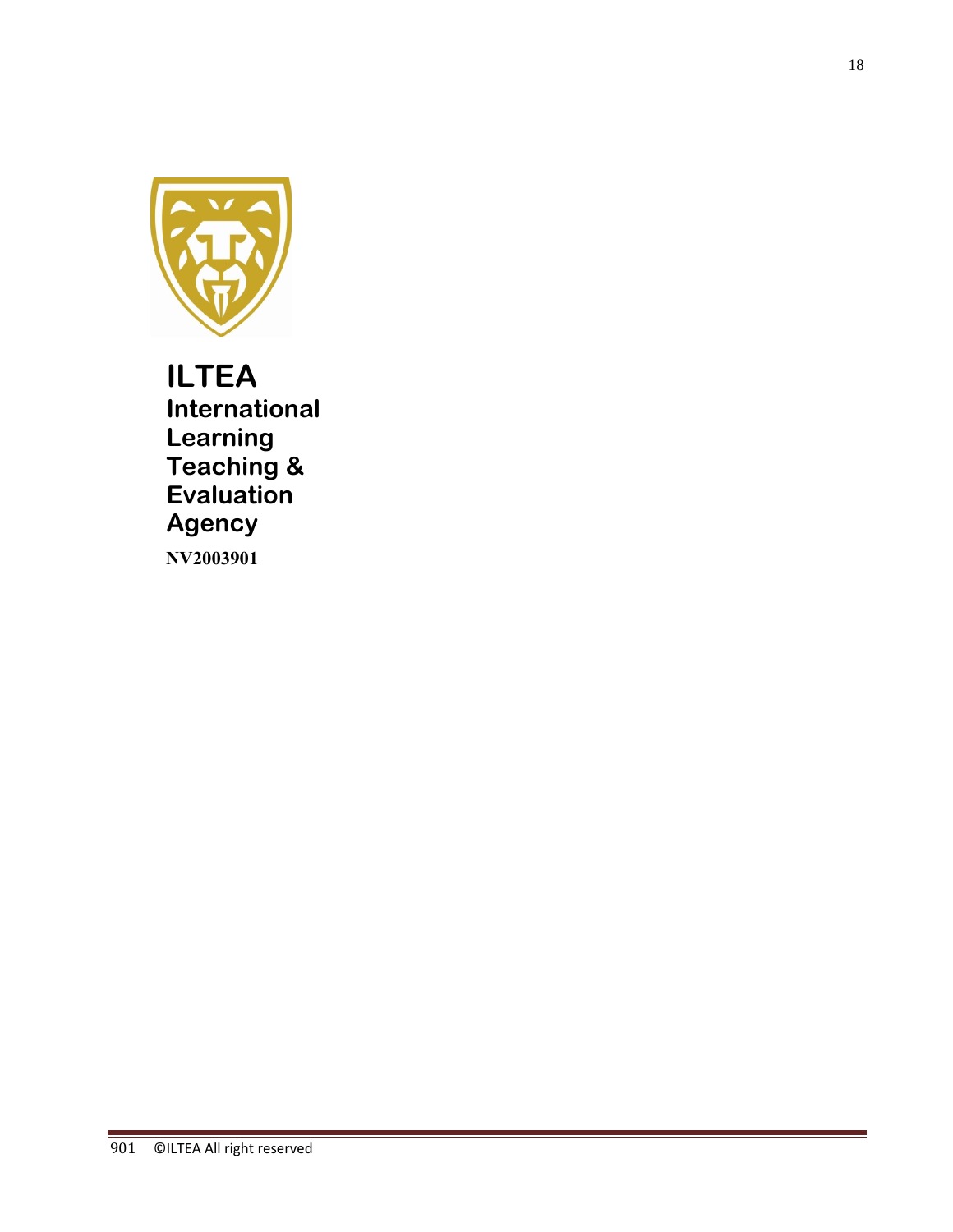**ILTEA**

**International Learning Teaching & Evaluation Agency**

**NV2003901**